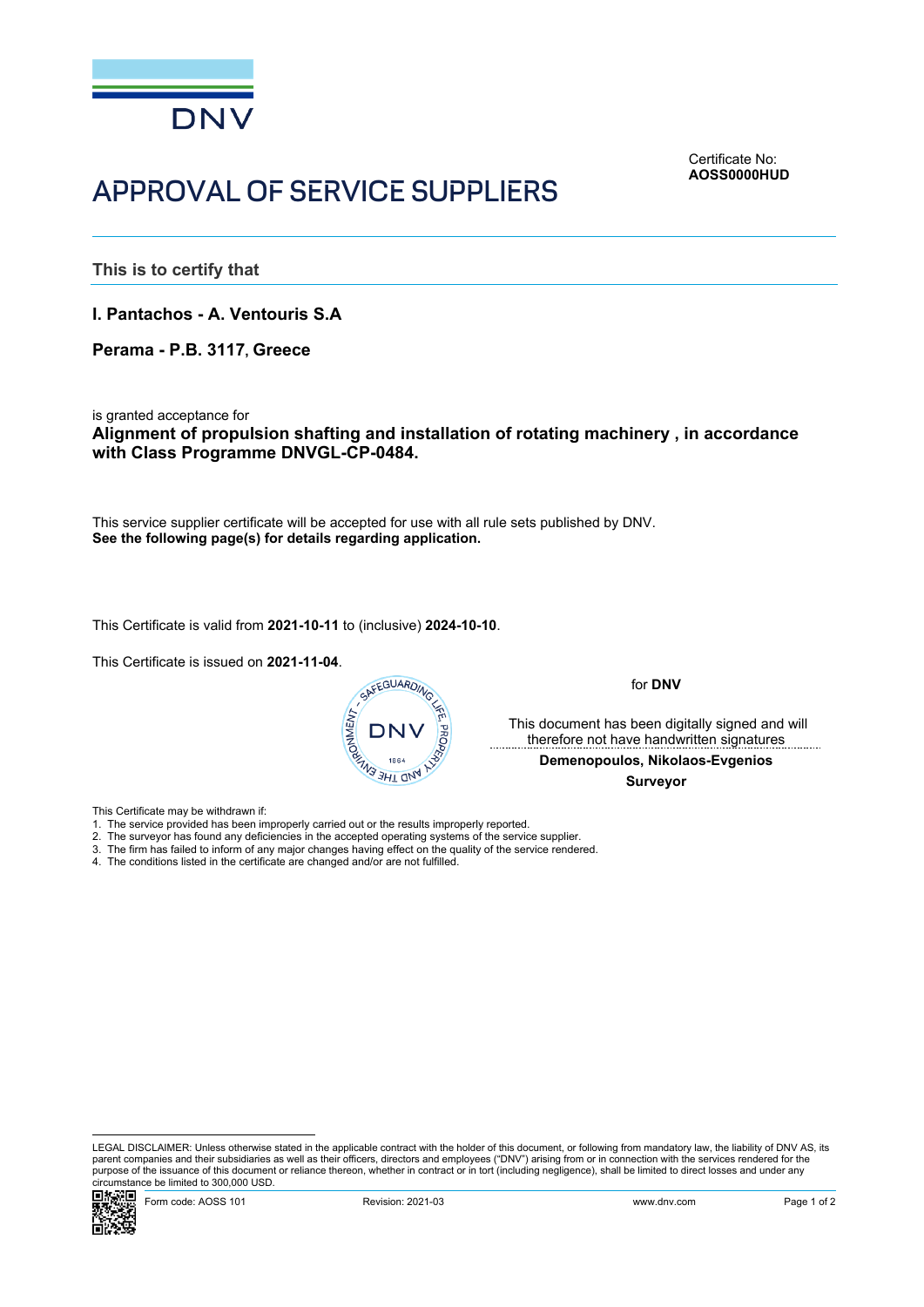DNV

Certificate No:
**AOSS0000HUD**

# APPROVAL OF SERVICE SUPPLIERS

## This is to certify that

**I. Pantachos - A. Ventouris S.A**

**Perama - P.B. 3117, Greece**

is granted acceptance for
**Alignment of propulsion shafting and installation of rotating machinery , in accordance with Class Programme DNVGL-CP-0484.**

This service supplier certificate will be accepted for use with all rule sets published by DNV.
**See the following page(s) for details regarding application.**

This Certificate is valid from **2021-10-11** to (inclusive) **2024-10-10**.

This Certificate is issued on **2021-11-04**.

for **DNV**

This document has been digitally signed and will therefore not have handwritten signatures

**Demenopoulos, Nikolaos-Evgenios**
**Surveyor**

This Certificate may be withdrawn if:

1. The service provided has been improperly carried out or the results improperly reported.
2. The surveyor has found any deficiencies in the accepted operating systems of the service supplier.
3. The firm has failed to inform of any major changes having effect on the quality of the service rendered.
4. The conditions listed in the certificate are changed and/or are not fulfilled.

LEGAL DISCLAIMER: Unless otherwise stated in the applicable contract with the holder of this document, or following from mandatory law, the liability of DNV AS, its parent companies and their subsidiaries as well as their officers, directors and employees ("DNV") arising from or in connection with the services rendered for the purpose of the issuance of this document or reliance thereon, whether in contract or in tort (including negligence), shall be limited to direct losses and under any circumstance be limited to 300,000 USD.

Form code: AOSS 101 Revision: 2021-03 www.dnv.com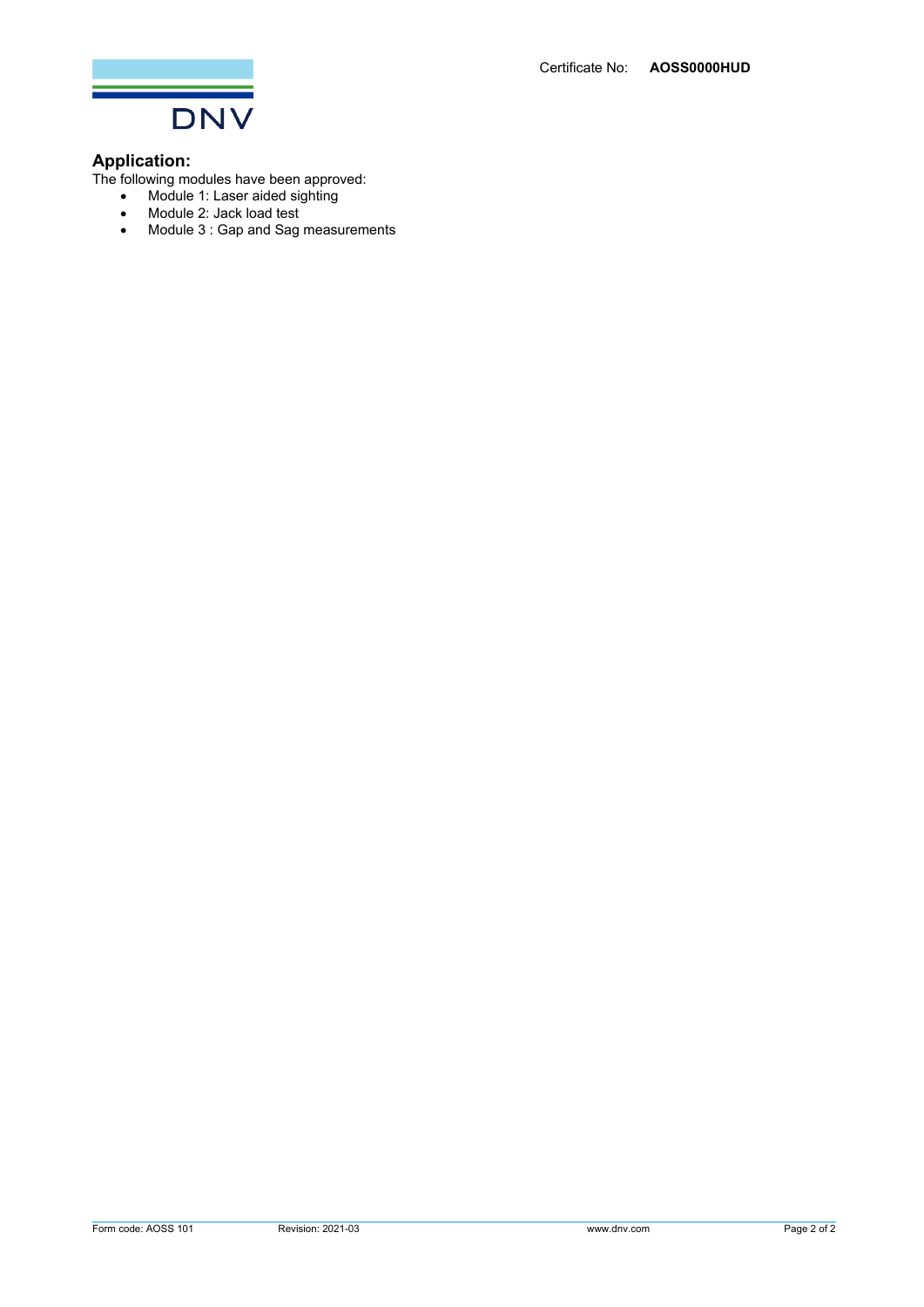Certificate No: **AOSS0000HUD**

## Application:

The following modules have been approved:

- Module 1: Laser aided sighting
- Module 2: Jack load test
- Module 3 : Gap and Sag measurements